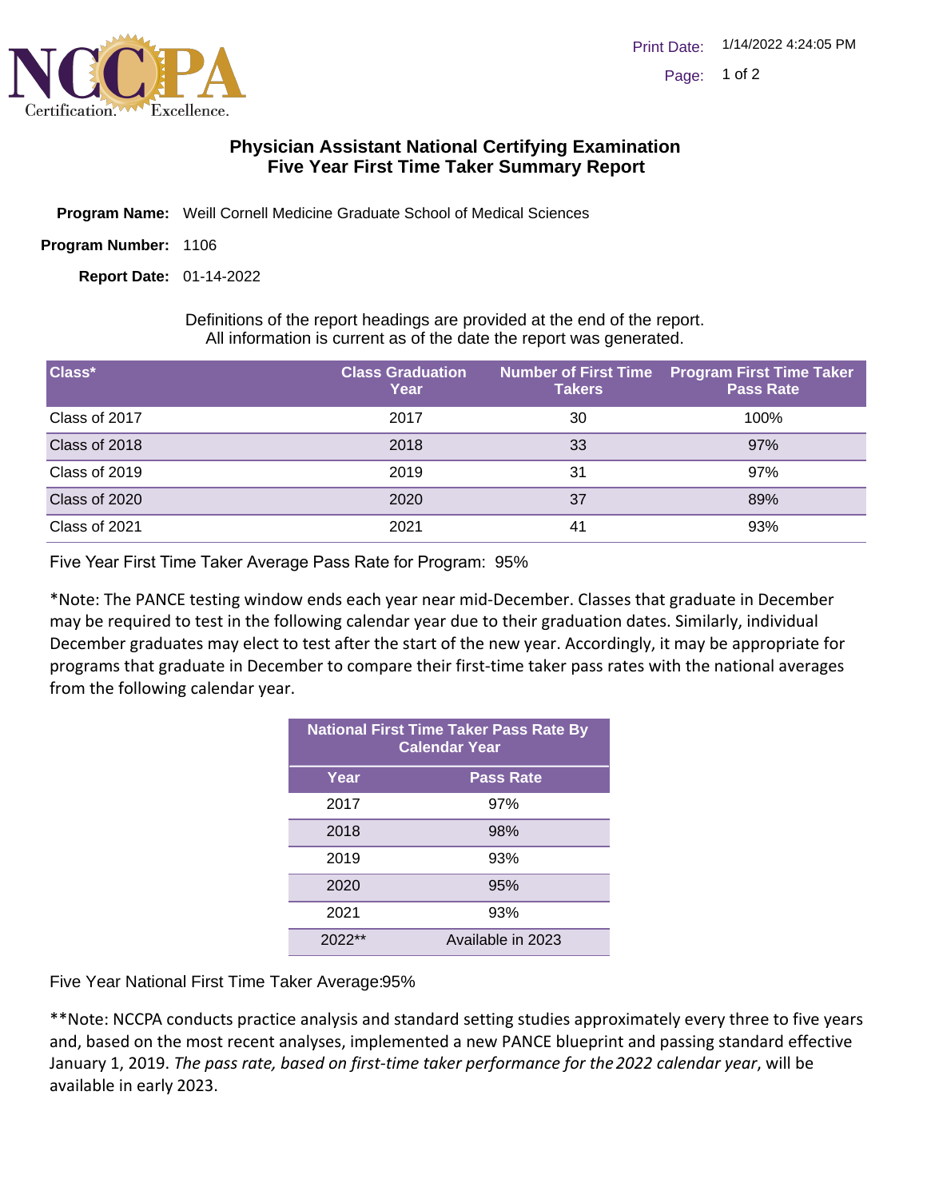# Physician Assistant National Certifying Examination
## Five Year First Time Taker Summary Report

**Program Name:** Weill Cornell Medicine Graduate School of Medical Sciences

**Program Number:** 1106

**Report Date:** 01-14-2022

Definitions of the report headings are provided at the end of the report.
All information is current as of the date the report was generated.

| Class* | Class Graduation Year | Number of First Time Takers | Program First Time Taker Pass Rate |
|---|---|---|---|
| Class of 2017 | 2017 | 30 | 100% |
| Class of 2018 | 2018 | 33 | 97% |
| Class of 2019 | 2019 | 31 | 97% |
| Class of 2020 | 2020 | 37 | 89% |
| Class of 2021 | 2021 | 41 | 93% |

Five Year First Time Taker Average Pass Rate for Program: 95%

*Note: The PANCE testing window ends each year near mid-December. Classes that graduate in December may be required to test in the following calendar year due to their graduation dates. Similarly, individual December graduates may elect to test after the start of the new year. Accordingly, it may be appropriate for programs that graduate in December to compare their first-time taker pass rates with the national averages from the following calendar year.

| National First Time Taker Pass Rate By Calendar Year | |
|---|---|
| **Year** | **Pass Rate** |
| 2017 | 97% |
| 2018 | 98% |
| 2019 | 93% |
| 2020 | 95% |
| 2021 | 93% |
| 2022** | Available in 2023 |

Five Year National First Time Taker Average:95%

**Note: NCCPA conducts practice analysis and standard setting studies approximately every three to five years and, based on the most recent analyses, implemented a new PANCE blueprint and passing standard effective January 1, 2019. *The pass rate, based on first-time taker performance for the 2022 calendar year*, will be available in early 2023.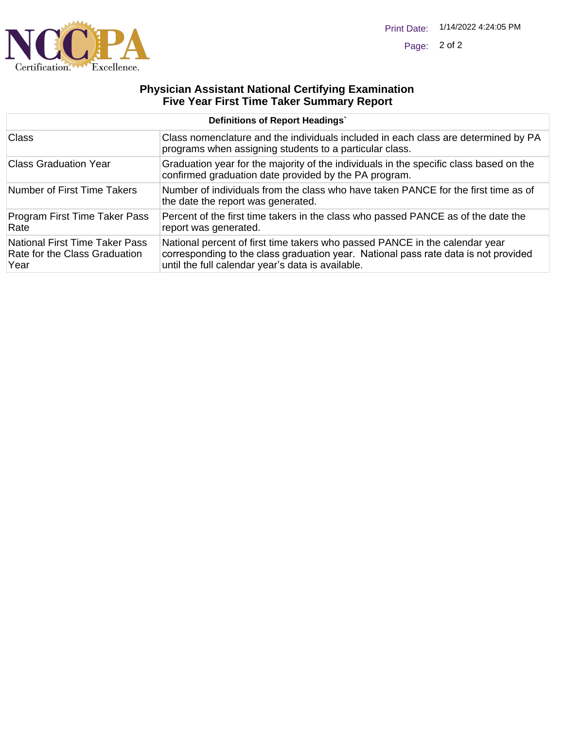# Physician Assistant National Certifying Examination
## Five Year First Time Taker Summary Report

| Definitions of Report Headings` | |
|---|---|
| Class | Class nomenclature and the individuals included in each class are determined by PA programs when assigning students to a particular class. |
| Class Graduation Year | Graduation year for the majority of the individuals in the specific class based on the confirmed graduation date provided by the PA program. |
| Number of First Time Takers | Number of individuals from the class who have taken PANCE for the first time as of the date the report was generated. |
| Program First Time Taker Pass Rate | Percent of the first time takers in the class who passed PANCE as of the date the report was generated. |
| National First Time Taker Pass Rate for the Class Graduation Year | National percent of first time takers who passed PANCE in the calendar year corresponding to the class graduation year. National pass rate data is not provided until the full calendar year's data is available. |